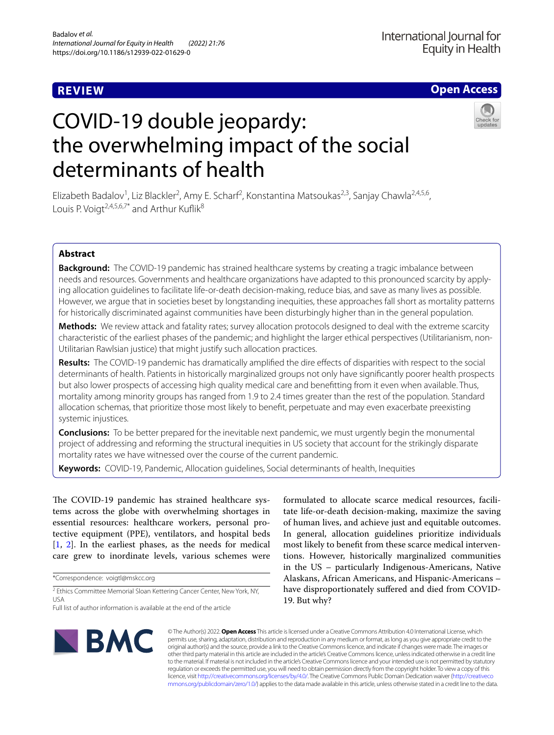REVIEW

Open Access

# COVID-19 double jeopardy: the overwhelming impact of the social determinants of health

Elizabeth Badalov[1], Liz Blackler[2], Amy E. Scharf[2], Konstantina Matsoukas[2,3], Sanjay Chawla[2,4,5,6], Louis P. Voigt[2,4,5,6,7*] and Arthur Kuflik[8]

## Abstract

**Background:** The COVID-19 pandemic has strained healthcare systems by creating a tragic imbalance between needs and resources. Governments and healthcare organizations have adapted to this pronounced scarcity by applying allocation guidelines to facilitate life-or-death decision-making, reduce bias, and save as many lives as possible. However, we argue that in societies beset by longstanding inequities, these approaches fall short as mortality patterns for historically discriminated against communities have been disturbingly higher than in the general population.

**Methods:** We review attack and fatality rates; survey allocation protocols designed to deal with the extreme scarcity characteristic of the earliest phases of the pandemic; and highlight the larger ethical perspectives (Utilitarianism, non-Utilitarian Rawlsian justice) that might justify such allocation practices.

**Results:** The COVID-19 pandemic has dramatically amplified the dire effects of disparities with respect to the social determinants of health. Patients in historically marginalized groups not only have significantly poorer health prospects but also lower prospects of accessing high quality medical care and benefitting from it even when available. Thus, mortality among minority groups has ranged from 1.9 to 2.4 times greater than the rest of the population. Standard allocation schemas, that prioritize those most likely to benefit, perpetuate and may even exacerbate preexisting systemic injustices.

**Conclusions:** To be better prepared for the inevitable next pandemic, we must urgently begin the monumental project of addressing and reforming the structural inequities in US society that account for the strikingly disparate mortality rates we have witnessed over the course of the current pandemic.

**Keywords:** COVID-19, Pandemic, Allocation guidelines, Social determinants of health, Inequities

The COVID-19 pandemic has strained healthcare systems across the globe with overwhelming shortages in essential resources: healthcare workers, personal protective equipment (PPE), ventilators, and hospital beds [1, 2]. In the earliest phases, as the needs for medical care grew to inordinate levels, various schemes were formulated to allocate scarce medical resources, facilitate life-or-death decision-making, maximize the saving of human lives, and achieve just and equitable outcomes. In general, allocation guidelines prioritize individuals most likely to benefit from these scarce medical interventions. However, historically marginalized communities in the US – particularly Indigenous-Americans, Native Alaskans, African Americans, and Hispanic-Americans – have disproportionately suffered and died from COVID-19. But why?

*Correspondence: voigtl@mskcc.org

[2] Ethics Committee Memorial Sloan Kettering Cancer Center, New York, NY, USA

Full list of author information is available at the end of the article

© The Author(s) 2022. **Open Access** This article is licensed under a Creative Commons Attribution 4.0 International License, which permits use, sharing, adaptation, distribution and reproduction in any medium or format, as long as you give appropriate credit to the original author(s) and the source, provide a link to the Creative Commons licence, and indicate if changes were made. The images or other third party material in this article are included in the article's Creative Commons licence, unless indicated otherwise in a credit line to the material. If material is not included in the article's Creative Commons licence and your intended use is not permitted by statutory regulation or exceeds the permitted use, you will need to obtain permission directly from the copyright holder. To view a copy of this licence, visit http://creativecommons.org/licenses/by/4.0/. The Creative Commons Public Domain Dedication waiver (http://creativecommons.org/publicdomain/zero/1.0/) applies to the data made available in this article, unless otherwise stated in a credit line to the data.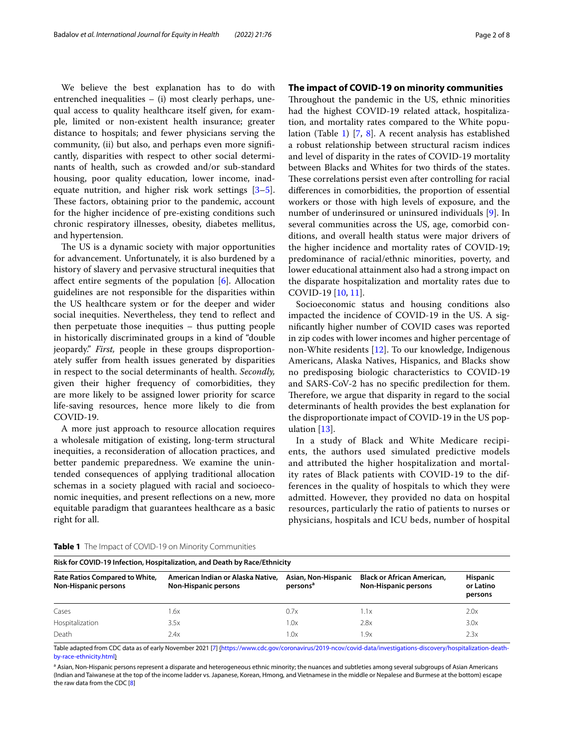We believe the best explanation has to do with entrenched inequalities – (i) most clearly perhaps, unequal access to quality healthcare itself given, for example, limited or non-existent health insurance; greater distance to hospitals; and fewer physicians serving the community, (ii) but also, and perhaps even more significantly, disparities with respect to other social determinants of health, such as crowded and/or sub-standard housing, poor quality education, lower income, inadequate nutrition, and higher risk work settings [3–5]. These factors, obtaining prior to the pandemic, account for the higher incidence of pre-existing conditions such chronic respiratory illnesses, obesity, diabetes mellitus, and hypertension.

The US is a dynamic society with major opportunities for advancement. Unfortunately, it is also burdened by a history of slavery and pervasive structural inequities that affect entire segments of the population [6]. Allocation guidelines are not responsible for the disparities within the US healthcare system or for the deeper and wider social inequities. Nevertheless, they tend to reflect and then perpetuate those inequities – thus putting people in historically discriminated groups in a kind of "double jeopardy." *First,* people in these groups disproportionately suffer from health issues generated by disparities in respect to the social determinants of health. *Secondly,* given their higher frequency of comorbidities, they are more likely to be assigned lower priority for scarce life-saving resources, hence more likely to die from COVID-19.

A more just approach to resource allocation requires a wholesale mitigation of existing, long-term structural inequities, a reconsideration of allocation practices, and better pandemic preparedness. We examine the unintended consequences of applying traditional allocation schemas in a society plagued with racial and socioeconomic inequities, and present reflections on a new, more equitable paradigm that guarantees healthcare as a basic right for all.

## The impact of COVID-19 on minority communities

Throughout the pandemic in the US, ethnic minorities had the highest COVID-19 related attack, hospitalization, and mortality rates compared to the White population (Table 1) [7, 8]. A recent analysis has established a robust relationship between structural racism indices and level of disparity in the rates of COVID-19 mortality between Blacks and Whites for two thirds of the states. These correlations persist even after controlling for racial differences in comorbidities, the proportion of essential workers or those with high levels of exposure, and the number of underinsured or uninsured individuals [9]. In several communities across the US, age, comorbid conditions, and overall health status were major drivers of the higher incidence and mortality rates of COVID-19; predominance of racial/ethnic minorities, poverty, and lower educational attainment also had a strong impact on the disparate hospitalization and mortality rates due to COVID-19 [10, 11].

Socioeconomic status and housing conditions also impacted the incidence of COVID-19 in the US. A significantly higher number of COVID cases was reported in zip codes with lower incomes and higher percentage of non-White residents [12]. To our knowledge, Indigenous Americans, Alaska Natives, Hispanics, and Blacks show no predisposing biologic characteristics to COVID-19 and SARS-CoV-2 has no specific predilection for them. Therefore, we argue that disparity in regard to the social determinants of health provides the best explanation for the disproportionate impact of COVID-19 in the US population [13].

In a study of Black and White Medicare recipients, the authors used simulated predictive models and attributed the higher hospitalization and mortality rates of Black patients with COVID-19 to the differences in the quality of hospitals to which they were admitted. However, they provided no data on hospital resources, particularly the ratio of patients to nurses or physicians, hospitals and ICU beds, number of hospital

**Table 1** The Impact of COVID-19 on Minority Communities

| Risk for COVID-19 Infection, Hospitalization, and Death by Race/Ethnicity | | | | |
|---|---|---|---|---|
| **Rate Ratios Compared to White, Non-Hispanic persons** | **American Indian or Alaska Native, Non-Hispanic persons** | **Asian, Non-Hispanic persons[a]** | **Black or African American, Non-Hispanic persons** | **Hispanic or Latino persons** |
| Cases | 1.6x | 0.7x | 1.1x | 2.0x |
| Hospitalization | 3.5x | 1.0x | 2.8x | 3.0x |
| Death | 2.4x | 1.0x | 1.9x | 2.3x |

Table adapted from CDC data as of early November 2021 [7] (https://www.cdc.gov/coronavirus/2019-ncov/covid-data/investigations-discovery/hospitalization-death-by-race-ethnicity.html)

[a] Asian, Non-Hispanic persons represent a disparate and heterogeneous ethnic minority; the nuances and subtleties among several subgroups of Asian Americans (Indian and Taiwanese at the top of the income ladder vs. Japanese, Korean, Hmong, and Vietnamese in the middle or Nepalese and Burmese at the bottom) escape the raw data from the CDC [8]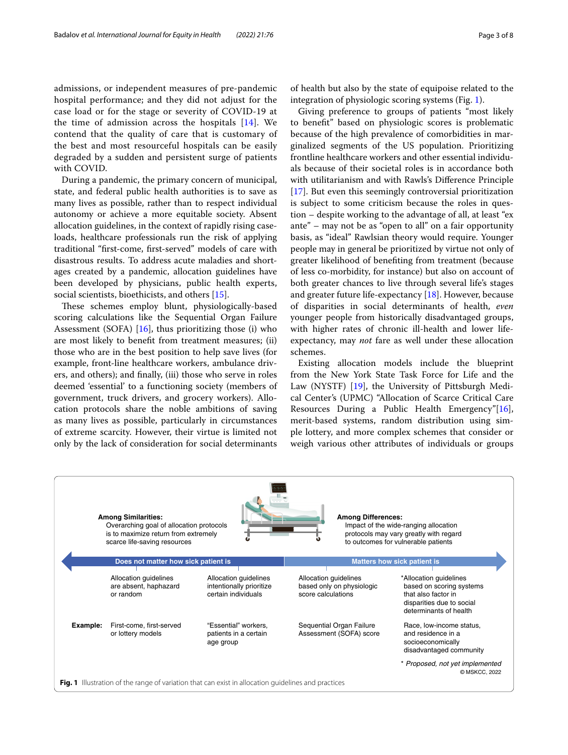admissions, or independent measures of pre-pandemic hospital performance; and they did not adjust for the case load or for the stage or severity of COVID-19 at the time of admission across the hospitals [14]. We contend that the quality of care that is customary of the best and most resourceful hospitals can be easily degraded by a sudden and persistent surge of patients with COVID.

During a pandemic, the primary concern of municipal, state, and federal public health authorities is to save as many lives as possible, rather than to respect individual autonomy or achieve a more equitable society. Absent allocation guidelines, in the context of rapidly rising caseloads, healthcare professionals run the risk of applying traditional "first-come, first-served" models of care with disastrous results. To address acute maladies and shortages created by a pandemic, allocation guidelines have been developed by physicians, public health experts, social scientists, bioethicists, and others [15].

These schemes employ blunt, physiologically-based scoring calculations like the Sequential Organ Failure Assessment (SOFA) [16], thus prioritizing those (i) who are most likely to benefit from treatment measures; (ii) those who are in the best position to help save lives (for example, front-line healthcare workers, ambulance drivers, and others); and finally, (iii) those who serve in roles deemed 'essential' to a functioning society (members of government, truck drivers, and grocery workers). Allocation protocols share the noble ambitions of saving as many lives as possible, particularly in circumstances of extreme scarcity. However, their virtue is limited not only by the lack of consideration for social determinants of health but also by the state of equipoise related to the integration of physiologic scoring systems (Fig. 1).

Giving preference to groups of patients "most likely to benefit" based on physiologic scores is problematic because of the high prevalence of comorbidities in marginalized segments of the US population. Prioritizing frontline healthcare workers and other essential individuals because of their societal roles is in accordance both with utilitarianism and with Rawls's Difference Principle [17]. But even this seemingly controversial prioritization is subject to some criticism because the roles in question – despite working to the advantage of all, at least "ex ante" – may not be as "open to all" on a fair opportunity basis, as "ideal" Rawlsian theory would require. Younger people may in general be prioritized by virtue not only of greater likelihood of benefiting from treatment (because of less co-morbidity, for instance) but also on account of both greater chances to live through several life's stages and greater future life-expectancy [18]. However, because of disparities in social determinants of health, *even* younger people from historically disadvantaged groups, with higher rates of chronic ill-health and lower life-expectancy, may *not* fare as well under these allocation schemes.

Existing allocation models include the blueprint from the New York State Task Force for Life and the Law (NYSTF) [19], the University of Pittsburgh Medical Center's (UPMC) "Allocation of Scarce Critical Care Resources During a Public Health Emergency"[16], merit-based systems, random distribution using simple lottery, and more complex schemes that consider or weigh various other attributes of individuals or groups

**Among Similarities:** Overarching goal of allocation protocols is to maximize return from extremely scarce life-saving resources

**Among Differences:** Impact of the wide-ranging allocation protocols may vary greatly with regard to outcomes for vulnerable patients

| | Does not matter how sick patient is | | Matters how sick patient is | |
|---|---|---|---|---|
| | Allocation guidelines are absent, haphazard or random | Allocation guidelines intentionally prioritize certain individuals | Allocation guidelines based only on physiologic score calculations | *Allocation guidelines based on scoring systems that also factor in disparities due to social determinants of health |
| **Example:** | First-come, first-served or lottery models | "Essential" workers, patients in a certain age group | Sequential Organ Failure Assessment (SOFA) score | Race, low-income status, and residence in a socioeconomically disadvantaged community |

\* *Proposed, not yet implemented*

© MSKCC, 2022

**Fig. 1** Illustration of the range of variation that can exist in allocation guidelines and practices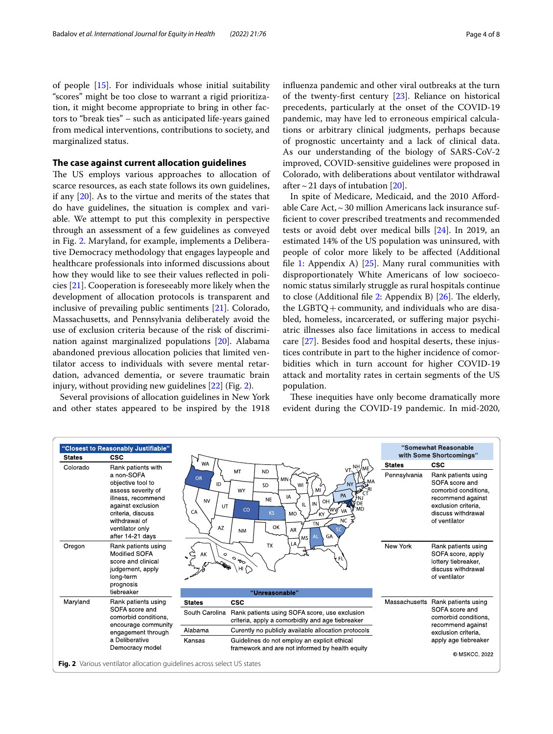of people [15]. For individuals whose initial suitability "scores" might be too close to warrant a rigid prioritization, it might become appropriate to bring in other factors to "break ties" – such as anticipated life-years gained from medical interventions, contributions to society, and marginalized status.

### The case against current allocation guidelines

The US employs various approaches to allocation of scarce resources, as each state follows its own guidelines, if any [20]. As to the virtue and merits of the states that do have guidelines, the situation is complex and variable. We attempt to put this complexity in perspective through an assessment of a few guidelines as conveyed in Fig. 2. Maryland, for example, implements a Deliberative Democracy methodology that engages laypeople and healthcare professionals into informed discussions about how they would like to see their values reflected in policies [21]. Cooperation is foreseeably more likely when the development of allocation protocols is transparent and inclusive of prevailing public sentiments [21]. Colorado, Massachusetts, and Pennsylvania deliberately avoid the use of exclusion criteria because of the risk of discrimination against marginalized populations [20]. Alabama abandoned previous allocation policies that limited ventilator access to individuals with severe mental retardation, advanced dementia, or severe traumatic brain injury, without providing new guidelines [22] (Fig. 2).

Several provisions of allocation guidelines in New York and other states appeared to be inspired by the 1918 influenza pandemic and other viral outbreaks at the turn of the twenty-first century [23]. Reliance on historical precedents, particularly at the onset of the COVID-19 pandemic, may have led to erroneous empirical calculations or arbitrary clinical judgments, perhaps because of prognostic uncertainty and a lack of clinical data. As our understanding of the biology of SARS-CoV-2 improved, COVID-sensitive guidelines were proposed in Colorado, with deliberations about ventilator withdrawal after ~ 21 days of intubation [20].

In spite of Medicare, Medicaid, and the 2010 Affordable Care Act, ~ 30 million Americans lack insurance sufficient to cover prescribed treatments and recommended tests or avoid debt over medical bills [24]. In 2019, an estimated 14% of the US population was uninsured, with people of color more likely to be affected (Additional file 1: Appendix A) [25]. Many rural communities with disproportionately White Americans of low socioeconomic status similarly struggle as rural hospitals continue to close (Additional file 2: Appendix B) [26]. The elderly, the LGBTQ + community, and individuals who are disabled, homeless, incarcerated, or suffering major psychiatric illnesses also face limitations in access to medical care [27]. Besides food and hospital deserts, these injustices contribute in part to the higher incidence of comorbidities which in turn account for higher COVID-19 attack and mortality rates in certain segments of the US population.

These inequities have only become dramatically more evident during the COVID-19 pandemic. In mid-2020,

**"Closest to Reasonably Justifiable"**

| States | CSC |
|---|---|
| Colorado | Rank patients with a non-SOFA objective tool to assess severity of illness, recommend against exclusion criteria, discuss withdrawal of ventilator only after 14-21 days |
| Oregon | Rank patients using Modified SOFA score and clinical judgement, apply long-term prognosis tiebreaker |
| Maryland | Rank patients using SOFA score and comorbid conditions, encourage community engagement through a Deliberative Democracy model |

**"Somewhat Reasonable with Some Shortcomings"**

| States | CSC |
|---|---|
| Pennsylvania | Rank patients using SOFA score and comorbid conditions, recommend against exclusion criteria, discuss withdrawal of ventilator |
| New York | Rank patients using SOFA score, apply lottery tiebreaker, discuss withdrawal of ventilator |
| Massachusetts | Rank patients using SOFA score and comorbid conditions, recommend against exclusion criteria, apply age tiebreaker |

**"Unreasonable"**

| States | CSC |
|---|---|
| South Carolina | Rank patients using SOFA score, use exclusion criteria, apply a comorbidity and age tiebreaker |
| Alabama | Currently no publicly available allocation protocols |
| Kansas | Guidelines do not employ an explicit ethical framework and are not informed by health equity |

© MSKCC, 2022

**Fig. 2** Various ventilator allocation guidelines across select US states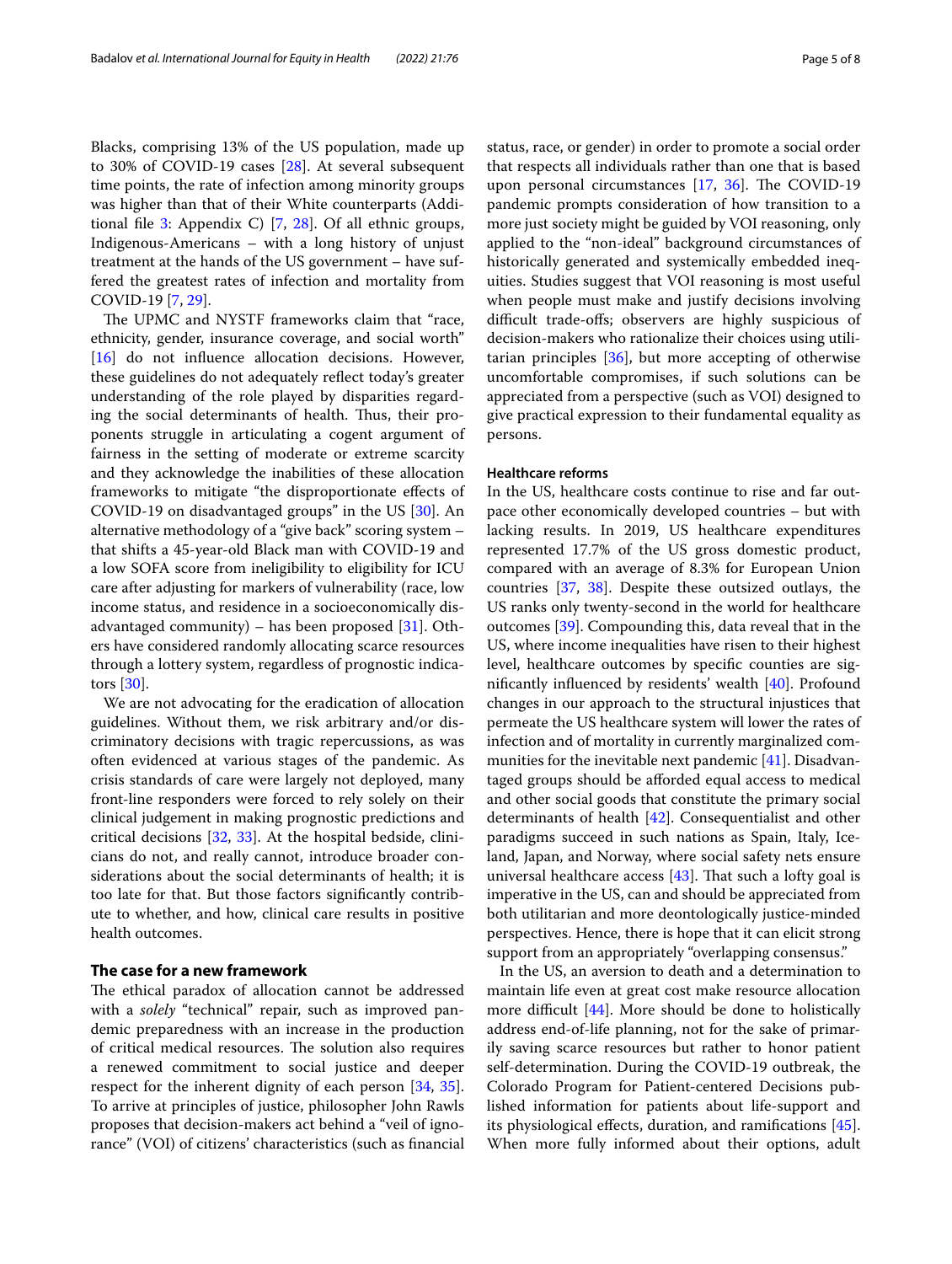Blacks, comprising 13% of the US population, made up to 30% of COVID-19 cases [28]. At several subsequent time points, the rate of infection among minority groups was higher than that of their White counterparts (Additional file 3: Appendix C) [7, 28]. Of all ethnic groups, Indigenous-Americans – with a long history of unjust treatment at the hands of the US government – have suffered the greatest rates of infection and mortality from COVID-19 [7, 29].

The UPMC and NYSTF frameworks claim that "race, ethnicity, gender, insurance coverage, and social worth" [16] do not influence allocation decisions. However, these guidelines do not adequately reflect today's greater understanding of the role played by disparities regarding the social determinants of health. Thus, their proponents struggle in articulating a cogent argument of fairness in the setting of moderate or extreme scarcity and they acknowledge the inabilities of these allocation frameworks to mitigate "the disproportionate effects of COVID-19 on disadvantaged groups" in the US [30]. An alternative methodology of a "give back" scoring system – that shifts a 45-year-old Black man with COVID-19 and a low SOFA score from ineligibility to eligibility for ICU care after adjusting for markers of vulnerability (race, low income status, and residence in a socioeconomically disadvantaged community) – has been proposed [31]. Others have considered randomly allocating scarce resources through a lottery system, regardless of prognostic indicators [30].

We are not advocating for the eradication of allocation guidelines. Without them, we risk arbitrary and/or discriminatory decisions with tragic repercussions, as was often evidenced at various stages of the pandemic. As crisis standards of care were largely not deployed, many front-line responders were forced to rely solely on their clinical judgement in making prognostic predictions and critical decisions [32, 33]. At the hospital bedside, clinicians do not, and really cannot, introduce broader considerations about the social determinants of health; it is too late for that. But those factors significantly contribute to whether, and how, clinical care results in positive health outcomes.

## The case for a new framework

The ethical paradox of allocation cannot be addressed with a *solely* "technical" repair, such as improved pandemic preparedness with an increase in the production of critical medical resources. The solution also requires a renewed commitment to social justice and deeper respect for the inherent dignity of each person [34, 35]. To arrive at principles of justice, philosopher John Rawls proposes that decision-makers act behind a "veil of ignorance" (VOI) of citizens' characteristics (such as financial status, race, or gender) in order to promote a social order that respects all individuals rather than one that is based upon personal circumstances [17, 36]. The COVID-19 pandemic prompts consideration of how transition to a more just society might be guided by VOI reasoning, only applied to the "non-ideal" background circumstances of historically generated and systemically embedded inequities. Studies suggest that VOI reasoning is most useful when people must make and justify decisions involving difficult trade-offs; observers are highly suspicious of decision-makers who rationalize their choices using utilitarian principles [36], but more accepting of otherwise uncomfortable compromises, if such solutions can be appreciated from a perspective (such as VOI) designed to give practical expression to their fundamental equality as persons.

### Healthcare reforms

In the US, healthcare costs continue to rise and far outpace other economically developed countries – but with lacking results. In 2019, US healthcare expenditures represented 17.7% of the US gross domestic product, compared with an average of 8.3% for European Union countries [37, 38]. Despite these outsized outlays, the US ranks only twenty-second in the world for healthcare outcomes [39]. Compounding this, data reveal that in the US, where income inequalities have risen to their highest level, healthcare outcomes by specific counties are significantly influenced by residents' wealth [40]. Profound changes in our approach to the structural injustices that permeate the US healthcare system will lower the rates of infection and of mortality in currently marginalized communities for the inevitable next pandemic [41]. Disadvantaged groups should be afforded equal access to medical and other social goods that constitute the primary social determinants of health [42]. Consequentialist and other paradigms succeed in such nations as Spain, Italy, Iceland, Japan, and Norway, where social safety nets ensure universal healthcare access [43]. That such a lofty goal is imperative in the US, can and should be appreciated from both utilitarian and more deontologically justice-minded perspectives. Hence, there is hope that it can elicit strong support from an appropriately "overlapping consensus."

In the US, an aversion to death and a determination to maintain life even at great cost make resource allocation more difficult [44]. More should be done to holistically address end-of-life planning, not for the sake of primarily saving scarce resources but rather to honor patient self-determination. During the COVID-19 outbreak, the Colorado Program for Patient-centered Decisions published information for patients about life-support and its physiological effects, duration, and ramifications [45]. When more fully informed about their options, adult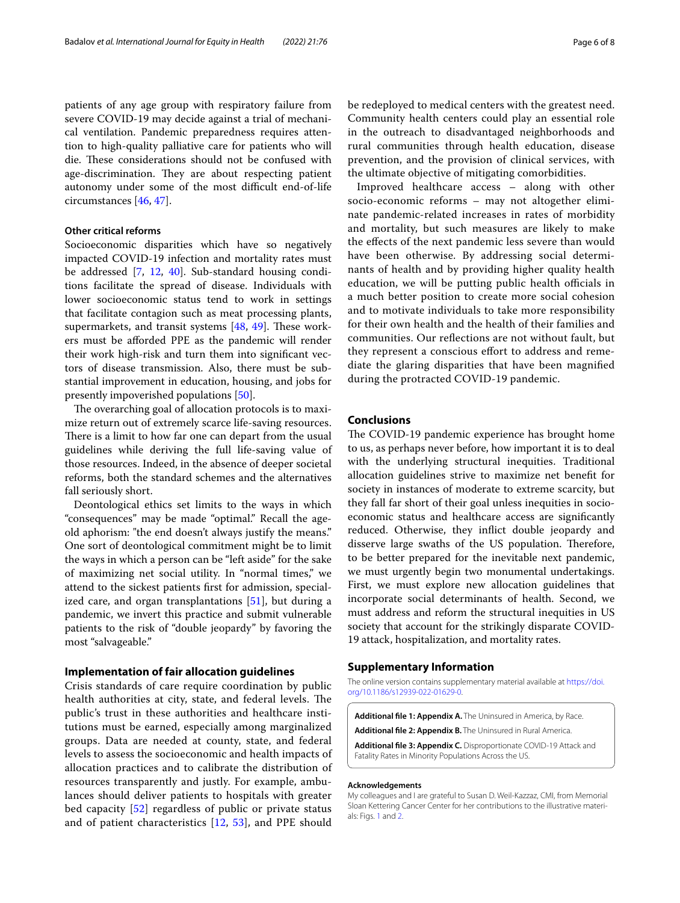patients of any age group with respiratory failure from severe COVID-19 may decide against a trial of mechanical ventilation. Pandemic preparedness requires attention to high-quality palliative care for patients who will die. These considerations should not be confused with age-discrimination. They are about respecting patient autonomy under some of the most difficult end-of-life circumstances [46, 47].

#### Other critical reforms

Socioeconomic disparities which have so negatively impacted COVID-19 infection and mortality rates must be addressed [7, 12, 40]. Sub-standard housing conditions facilitate the spread of disease. Individuals with lower socioeconomic status tend to work in settings that facilitate contagion such as meat processing plants, supermarkets, and transit systems [48, 49]. These workers must be afforded PPE as the pandemic will render their work high-risk and turn them into significant vectors of disease transmission. Also, there must be substantial improvement in education, housing, and jobs for presently impoverished populations [50].

The overarching goal of allocation protocols is to maximize return out of extremely scarce life-saving resources. There is a limit to how far one can depart from the usual guidelines while deriving the full life-saving value of those resources. Indeed, in the absence of deeper societal reforms, both the standard schemes and the alternatives fall seriously short.

Deontological ethics set limits to the ways in which "consequences" may be made "optimal." Recall the age-old aphorism: "the end doesn't always justify the means." One sort of deontological commitment might be to limit the ways in which a person can be "left aside" for the sake of maximizing net social utility. In "normal times," we attend to the sickest patients first for admission, specialized care, and organ transplantations [51], but during a pandemic, we invert this practice and submit vulnerable patients to the risk of "double jeopardy" by favoring the most "salvageable."

### Implementation of fair allocation guidelines

Crisis standards of care require coordination by public health authorities at city, state, and federal levels. The public's trust in these authorities and healthcare institutions must be earned, especially among marginalized groups. Data are needed at county, state, and federal levels to assess the socioeconomic and health impacts of allocation practices and to calibrate the distribution of resources transparently and justly. For example, ambulances should deliver patients to hospitals with greater bed capacity [52] regardless of public or private status and of patient characteristics [12, 53], and PPE should be redeployed to medical centers with the greatest need. Community health centers could play an essential role in the outreach to disadvantaged neighborhoods and rural communities through health education, disease prevention, and the provision of clinical services, with the ultimate objective of mitigating comorbidities.

Improved healthcare access – along with other socio-economic reforms – may not altogether eliminate pandemic-related increases in rates of morbidity and mortality, but such measures are likely to make the effects of the next pandemic less severe than would have been otherwise. By addressing social determinants of health and by providing higher quality health education, we will be putting public health officials in a much better position to create more social cohesion and to motivate individuals to take more responsibility for their own health and the health of their families and communities. Our reflections are not without fault, but they represent a conscious effort to address and remediate the glaring disparities that have been magnified during the protracted COVID-19 pandemic.

## Conclusions

The COVID-19 pandemic experience has brought home to us, as perhaps never before, how important it is to deal with the underlying structural inequities. Traditional allocation guidelines strive to maximize net benefit for society in instances of moderate to extreme scarcity, but they fall far short of their goal unless inequities in socioeconomic status and healthcare access are significantly reduced. Otherwise, they inflict double jeopardy and disserve large swaths of the US population. Therefore, to be better prepared for the inevitable next pandemic, we must urgently begin two monumental undertakings. First, we must explore new allocation guidelines that incorporate social determinants of health. Second, we must address and reform the structural inequities in US society that account for the strikingly disparate COVID-19 attack, hospitalization, and mortality rates.

## Supplementary Information

The online version contains supplementary material available at https://doi.org/10.1186/s12939-022-01629-0.

**Additional file 1: Appendix A.** The Uninsured in America, by Race.

**Additional file 2: Appendix B.** The Uninsured in Rural America.

**Additional file 3: Appendix C.** Disproportionate COVID-19 Attack and Fatality Rates in Minority Populations Across the US.

#### Acknowledgements

My colleagues and I are grateful to Susan D. Weil-Kazzaz, CMI, from Memorial Sloan Kettering Cancer Center for her contributions to the illustrative materials: Figs. 1 and 2.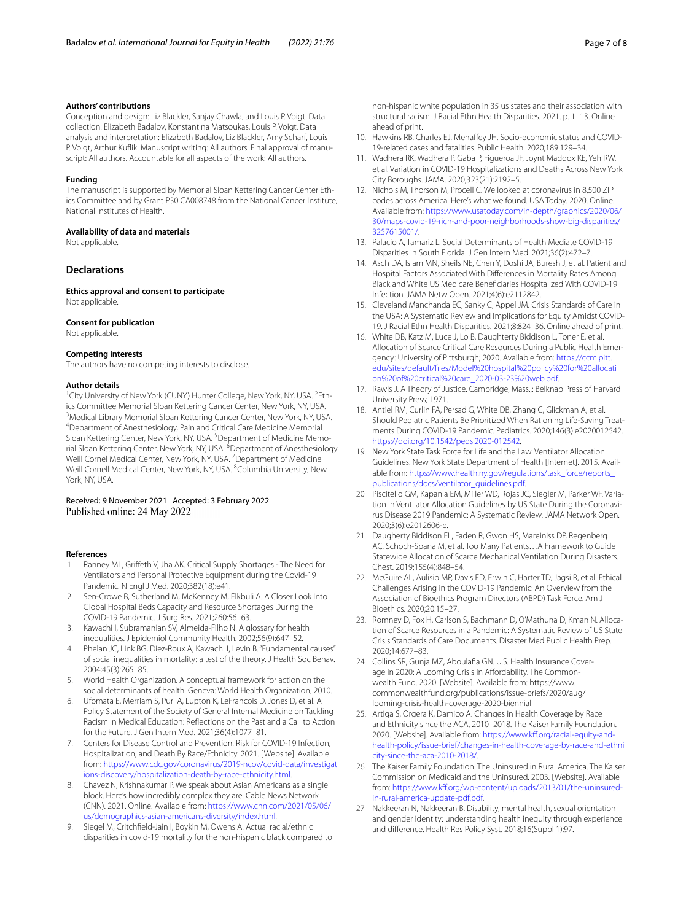### Authors' contributions

Conception and design: Liz Blackler, Sanjay Chawla, and Louis P. Voigt. Data collection: Elizabeth Badalov, Konstantina Matsoukas, Louis P. Voigt. Data analysis and interpretation: Elizabeth Badalov, Liz Blackler, Amy Scharf, Louis P. Voigt, Arthur Kuflik. Manuscript writing: All authors. Final approval of manuscript: All authors. Accountable for all aspects of the work: All authors.

### Funding

The manuscript is supported by Memorial Sloan Kettering Cancer Center Ethics Committee and by Grant P30 CA008748 from the National Cancer Institute, National Institutes of Health.

### Availability of data and materials

Not applicable.

## Declarations

### Ethics approval and consent to participate

Not applicable.

### Consent for publication

Not applicable.

### Competing interests

The authors have no competing interests to disclose.

### Author details

[1]City University of New York (CUNY) Hunter College, New York, NY, USA. [2]Ethics Committee Memorial Sloan Kettering Cancer Center, New York, NY, USA. [3]Medical Library Memorial Sloan Kettering Cancer Center, New York, NY, USA. [4]Department of Anesthesiology, Pain and Critical Care Medicine Memorial Sloan Kettering Center, New York, NY, USA. [5]Department of Medicine Memorial Sloan Kettering Center, New York, NY, USA. [6]Department of Anesthesiology Weill Cornel Medical Center, New York, NY, USA. [7]Department of Medicine Weill Cornell Medical Center, New York, NY, USA. [8]Columbia University, New York, NY, USA.

Received: 9 November 2021 Accepted: 3 February 2022
Published online: 24 May 2022

### References

1. Ranney ML, Griffeth V, Jha AK. Critical Supply Shortages - The Need for Ventilators and Personal Protective Equipment during the Covid-19 Pandemic. N Engl J Med. 2020;382(18):e41.
2. Sen-Crowe B, Sutherland M, McKenney M, Elkbuli A. A Closer Look Into Global Hospital Beds Capacity and Resource Shortages During the COVID-19 Pandemic. J Surg Res. 2021;260:56–63.
3. Kawachi I, Subramanian SV, Almeida-Filho N. A glossary for health inequalities. J Epidemiol Community Health. 2002;56(9):647–52.
4. Phelan JC, Link BG, Diez-Roux A, Kawachi I, Levin B. "Fundamental causes" of social inequalities in mortality: a test of the theory. J Health Soc Behav. 2004;45(3):265–85.
5. World Health Organization. A conceptual framework for action on the social determinants of health. Geneva: World Health Organization; 2010.
6. Ufomata E, Merriam S, Puri A, Lupton K, LeFrancois D, Jones D, et al. A Policy Statement of the Society of General Internal Medicine on Tackling Racism in Medical Education: Reflections on the Past and a Call to Action for the Future. J Gen Intern Med. 2021;36(4):1077–81.
7. Centers for Disease Control and Prevention. Risk for COVID-19 Infection, Hospitalization, and Death By Race/Ethnicity. 2021. [Website]. Available from: https://www.cdc.gov/coronavirus/2019-ncov/covid-data/investigations-discovery/hospitalization-death-by-race-ethnicity.html.
8. Chavez N, Krishnakumar P. We speak about Asian Americans as a single block. Here's how incredibly complex they are. Cable News Network (CNN). 2021. Online. Available from: https://www.cnn.com/2021/05/06/us/demographics-asian-americans-diversity/index.html.
9. Siegel M, Critchfield-Jain I, Boykin M, Owens A. Actual racial/ethnic disparities in covid-19 mortality for the non-hispanic black compared to non-hispanic white population in 35 us states and their association with structural racism. J Racial Ethn Health Disparities. 2021. p. 1–13. Online ahead of print.
10. Hawkins RB, Charles EJ, Mehaffey JH. Socio-economic status and COVID-19-related cases and fatalities. Public Health. 2020;189:129–34.
11. Wadhera RK, Wadhera P, Gaba P, Figueroa JF, Joynt Maddox KE, Yeh RW, et al. Variation in COVID-19 Hospitalizations and Deaths Across New York City Boroughs. JAMA. 2020;323(21):2192–5.
12. Nichols M, Thorson M, Procell C. We looked at coronavirus in 8,500 ZIP codes across America. Here's what we found. USA Today. 2020. Online. Available from: https://www.usatoday.com/in-depth/graphics/2020/06/30/maps-covid-19-rich-and-poor-neighborhoods-show-big-disparities/3257615001/.
13. Palacio A, Tamariz L. Social Determinants of Health Mediate COVID-19 Disparities in South Florida. J Gen Intern Med. 2021;36(2):472–7.
14. Asch DA, Islam MN, Sheils NE, Chen Y, Doshi JA, Buresh J, et al. Patient and Hospital Factors Associated With Differences in Mortality Rates Among Black and White US Medicare Beneficiaries Hospitalized With COVID-19 Infection. JAMA Netw Open. 2021;4(6):e2112842.
15. Cleveland Manchanda EC, Sanky C, Appel JM. Crisis Standards of Care in the USA: A Systematic Review and Implications for Equity Amidst COVID-19. J Racial Ethn Health Disparities. 2021;8:824–36. Online ahead of print.
16. White DB, Katz M, Luce J, Lo B, Daughterty Biddison L, Toner E, et al. Allocation of Scarce Critical Care Resources During a Public Health Emergency: University of Pittsburgh; 2020. Available from: https://ccm.pitt.edu/sites/default/files/Model%20hospital%20policy%20for%20allocation%20of%20critical%20care_2020-03-23%20web.pdf.
17. Rawls J. A Theory of Justice. Cambridge, Mass.,: Belknap Press of Harvard University Press; 1971.
18. Antiel RM, Curlin FA, Persad G, White DB, Zhang C, Glickman A, et al. Should Pediatric Patients Be Prioritized When Rationing Life-Saving Treatments During COVID-19 Pandemic. Pediatrics. 2020;146(3):e2020012542. https://doi.org/10.1542/peds.2020-012542.
19. New York State Task Force for Life and the Law. Ventilator Allocation Guidelines. New York State Department of Health [Internet]. 2015. Available from: https://www.health.ny.gov/regulations/task_force/reports_publications/docs/ventilator_guidelines.pdf.
20. Piscitello GM, Kapania EM, Miller WD, Rojas JC, Siegler M, Parker WF. Variation in Ventilator Allocation Guidelines by US State During the Coronavirus Disease 2019 Pandemic: A Systematic Review. JAMA Network Open. 2020;3(6):e2012606-e.
21. Daugherty Biddison EL, Faden R, Gwon HS, Mareiniss DP, Regenberg AC, Schoch-Spana M, et al. Too Many Patients…A Framework to Guide Statewide Allocation of Scarce Mechanical Ventilation During Disasters. Chest. 2019;155(4):848–54.
22. McGuire AL, Aulisio MP, Davis FD, Erwin C, Harter TD, Jagsi R, et al. Ethical Challenges Arising in the COVID-19 Pandemic: An Overview from the Association of Bioethics Program Directors (ABPD) Task Force. Am J Bioethics. 2020;20:15–27.
23. Romney D, Fox H, Carlson S, Bachmann D, O'Mathuna D, Kman N. Allocation of Scarce Resources in a Pandemic: A Systematic Review of US State Crisis Standards of Care Documents. Disaster Med Public Health Prep. 2020;14:677–83.
24. Collins SR, Gunja MZ, Aboulafia GN. U.S. Health Insurance Coverage in 2020: A Looming Crisis in Affordability. The Commonwealth Fund. 2020. [Website]. Available from: https://www.commonwealthfund.org/publications/issue-briefs/2020/aug/looming-crisis-health-coverage-2020-biennial
25. Artiga S, Orgera K, Damico A. Changes in Health Coverage by Race and Ethnicity since the ACA, 2010–2018. The Kaiser Family Foundation. 2020. [Website]. Available from: https://www.kff.org/racial-equity-and-health-policy/issue-brief/changes-in-health-coverage-by-race-and-ethnicity-since-the-aca-2010-2018/.
26. The Kaiser Family Foundation. The Uninsured in Rural America. The Kaiser Commission on Medicaid and the Uninsured. 2003. [Website]. Available from: https://www.kff.org/wp-content/uploads/2013/01/the-uninsured-in-rural-america-update-pdf.pdf.
27. Nakkeeran N, Nakkeeran B. Disability, mental health, sexual orientation and gender identity: understanding health inequity through experience and difference. Health Res Policy Syst. 2018;16(Suppl 1):97.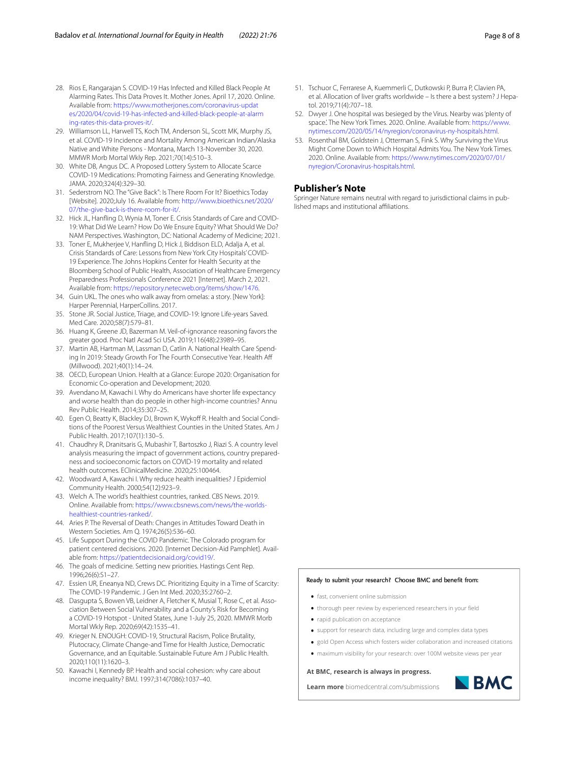28. Rios E, Rangarajan S. COVID-19 Has Infected and Killed Black People At Alarming Rates. This Data Proves It. Mother Jones. April 17, 2020. Online. Available from: https://www.motherjones.com/coronavirus-updates/2020/04/covid-19-has-infected-and-killed-black-people-at-alarming-rates-this-data-proves-it/.
29. Williamson LL, Harwell TS, Koch TM, Anderson SL, Scott MK, Murphy JS, et al. COVID-19 Incidence and Mortality Among American Indian/Alaska Native and White Persons - Montana, March 13-November 30, 2020. MMWR Morb Mortal Wkly Rep. 2021;70(14):510–3.
30. White DB, Angus DC. A Proposed Lottery System to Allocate Scarce COVID-19 Medications: Promoting Fairness and Generating Knowledge. JAMA. 2020;324(4):329–30.
31. Sederstrom NO. The "Give Back": Is There Room For It? Bioethics Today [Website]. 2020;July 16. Available from: http://www.bioethics.net/2020/07/the-give-back-is-there-room-for-it/.
32. Hick JL, Hanfling D, Wynia M, Toner E. Crisis Standards of Care and COVID-19: What Did We Learn? How Do We Ensure Equity? What Should We Do? NAM Perspectives. Washington, DC: National Academy of Medicine; 2021.
33. Toner E, Mukherjee V, Hanfling D, Hick J, Biddison ELD, Adalja A, et al. Crisis Standards of Care: Lessons from New York City Hospitals' COVID-19 Experience. The Johns Hopkins Center for Health Security at the Bloomberg School of Public Health, Association of Healthcare Emergency Preparedness Professionals Conference 2021 [Internet]. March 2, 2021. Available from: https://repository.netecweb.org/items/show/1476.
34. Guin UKL. The ones who walk away from omelas: a story. [New York]: Harper Perennial, HarperCollins. 2017.
35. Stone JR. Social Justice, Triage, and COVID-19: Ignore Life-years Saved. Med Care. 2020;58(7):579–81.
36. Huang K, Greene JD, Bazerman M. Veil-of-ignorance reasoning favors the greater good. Proc Natl Acad Sci USA. 2019;116(48):23989–95.
37. Martin AB, Hartman M, Lassman D, Catlin A. National Health Care Spending In 2019: Steady Growth For The Fourth Consecutive Year. Health Aff (Millwood). 2021;40(1):14–24.
38. OECD, European Union. Health at a Glance: Europe 2020: Organisation for Economic Co-operation and Development; 2020.
39. Avendano M, Kawachi I. Why do Americans have shorter life expectancy and worse health than do people in other high-income countries? Annu Rev Public Health. 2014;35:307–25.
40. Egen O, Beatty K, Blackley DJ, Brown K, Wykoff R. Health and Social Conditions of the Poorest Versus Wealthiest Counties in the United States. Am J Public Health. 2017;107(1):130–5.
41. Chaudhry R, Dranitsaris G, Mubashir T, Bartoszko J, Riazi S. A country level analysis measuring the impact of government actions, country preparedness and socioeconomic factors on COVID-19 mortality and related health outcomes. EClinicalMedicine. 2020;25:100464.
42. Woodward A, Kawachi I. Why reduce health inequalities? J Epidemiol Community Health. 2000;54(12):923–9.
43. Welch A. The world's healthiest countries, ranked. CBS News. 2019. Online. Available from: https://www.cbsnews.com/news/the-worlds-healthiest-countries-ranked/.
44. Aries P. The Reversal of Death: Changes in Attitudes Toward Death in Western Societies. Am Q. 1974;26(5):536–60.
45. Life Support During the COVID Pandemic. The Colorado program for patient centered decisions. 2020. [Internet Decision-Aid Pamphlet]. Available from: https://patientdecisionaid.org/covid19/.
46. The goals of medicine. Setting new priorities. Hastings Cent Rep. 1996;26(6):S1–27.
47. Essien UR, Eneanya ND, Crews DC. Prioritizing Equity in a Time of Scarcity: The COVID-19 Pandemic. J Gen Int Med. 2020;35:2760–2.
48. Dasgupta S, Bowen VB, Leidner A, Fletcher K, Musial T, Rose C, et al. Association Between Social Vulnerability and a County's Risk for Becoming a COVID-19 Hotspot - United States, June 1-July 25, 2020. MMWR Morb Mortal Wkly Rep. 2020;69(42):1535–41.
49. Krieger N. ENOUGH: COVID-19, Structural Racism, Police Brutality, Plutocracy, Climate Change-and Time for Health Justice, Democratic Governance, and an Equitable. Sustainable Future Am J Public Health. 2020;110(11):1620–3.
50. Kawachi I, Kennedy BP. Health and social cohesion: why care about income inequality? BMJ. 1997;314(7086):1037–40.
51. Tschuor C, Ferrarese A, Kuemmerli C, Dutkowski P, Burra P, Clavien PA, et al. Allocation of liver grafts worldwide – Is there a best system? J Hepatol. 2019;71(4):707–18.
52. Dwyer J. One hospital was besieged by the Virus. Nearby was 'plenty of space'. The New York Times. 2020. Online. Available from: https://www.nytimes.com/2020/05/14/nyregion/coronavirus-ny-hospitals.html.
53. Rosenthal BM, Goldstein J, Otterman S, Fink S. Why Surviving the Virus Might Come Down to Which Hospital Admits You. The New York Times. 2020. Online. Available from: https://www.nytimes.com/2020/07/01/nyregion/Coronavirus-hospitals.html.

## Publisher's Note

Springer Nature remains neutral with regard to jurisdictional claims in published maps and institutional affiliations.

Ready to submit your research? Choose BMC and benefit from:

- fast, convenient online submission
- thorough peer review by experienced researchers in your field
- rapid publication on acceptance
- support for research data, including large and complex data types
- gold Open Access which fosters wider collaboration and increased citations
- maximum visibility for your research: over 100M website views per year

**At BMC, research is always in progress.**

**Learn more** biomedcentral.com/submissions

BMC